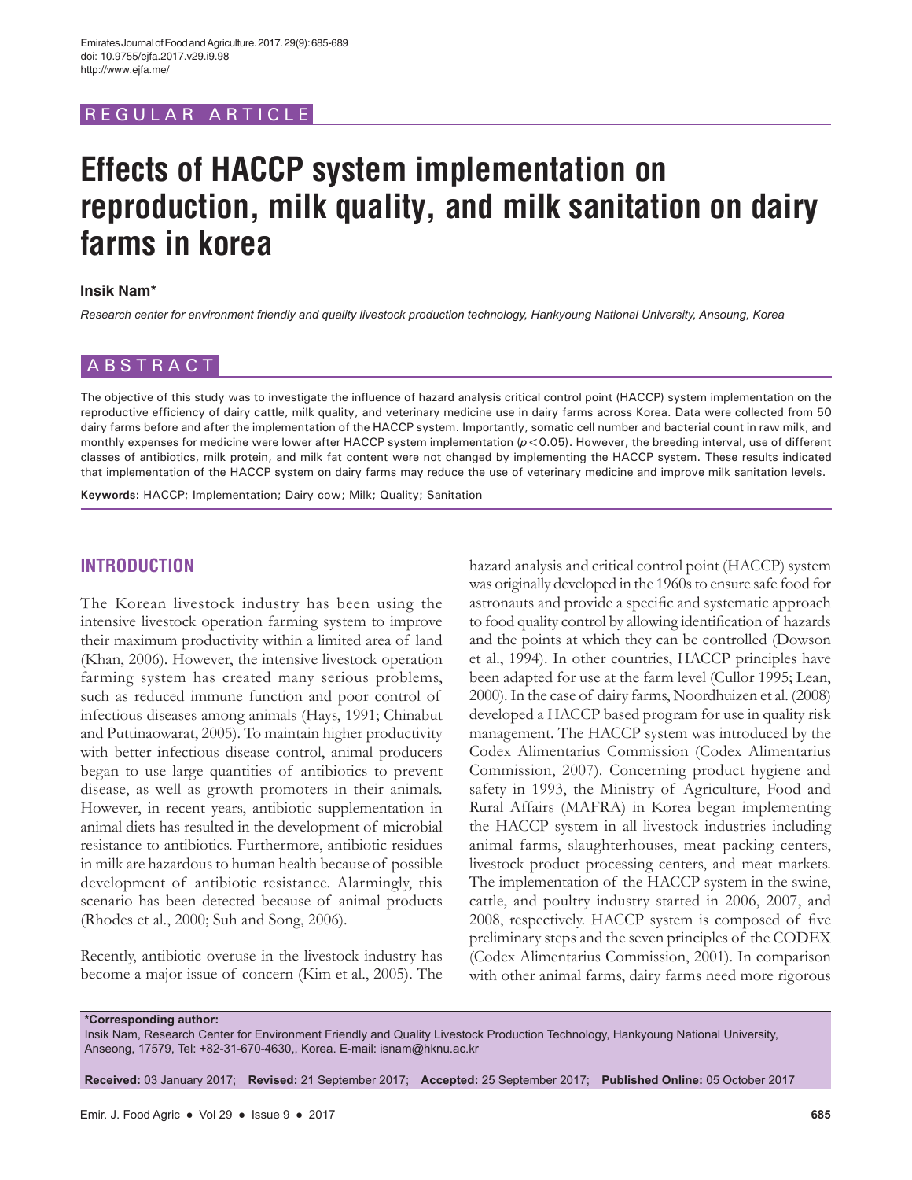REGULAR ARTICLE

# Effects of HACCP system implementation on reproduction, milk quality, and milk sanitation on dairy farms in korea

**Insik Nam***

*Research center for environment friendly and quality livestock production technology, Hankyoung National University, Ansoung, Korea*

## ABSTRACT

The objective of this study was to investigate the influence of hazard analysis critical control point (HACCP) system implementation on the reproductive efficiency of dairy cattle, milk quality, and veterinary medicine use in dairy farms across Korea. Data were collected from 50 dairy farms before and after the implementation of the HACCP system. Importantly, somatic cell number and bacterial count in raw milk, and monthly expenses for medicine were lower after HACCP system implementation ($p < 0.05$). However, the breeding interval, use of different classes of antibiotics, milk protein, and milk fat content were not changed by implementing the HACCP system. These results indicated that implementation of the HACCP system on dairy farms may reduce the use of veterinary medicine and improve milk sanitation levels.

**Keywords:** HACCP; Implementation; Dairy cow; Milk; Quality; Sanitation

## INTRODUCTION

The Korean livestock industry has been using the intensive livestock operation farming system to improve their maximum productivity within a limited area of land (Khan, 2006). However, the intensive livestock operation farming system has created many serious problems, such as reduced immune function and poor control of infectious diseases among animals (Hays, 1991; Chinabut and Puttinaowarat, 2005). To maintain higher productivity with better infectious disease control, animal producers began to use large quantities of antibiotics to prevent disease, as well as growth promoters in their animals. However, in recent years, antibiotic supplementation in animal diets has resulted in the development of microbial resistance to antibiotics. Furthermore, antibiotic residues in milk are hazardous to human health because of possible development of antibiotic resistance. Alarmingly, this scenario has been detected because of animal products (Rhodes et al., 2000; Suh and Song, 2006).

Recently, antibiotic overuse in the livestock industry has become a major issue of concern (Kim et al., 2005). The hazard analysis and critical control point (HACCP) system was originally developed in the 1960s to ensure safe food for astronauts and provide a specific and systematic approach to food quality control by allowing identification of hazards and the points at which they can be controlled (Dowson et al., 1994). In other countries, HACCP principles have been adapted for use at the farm level (Cullor 1995; Lean, 2000). In the case of dairy farms, Noordhuizen et al. (2008) developed a HACCP based program for use in quality risk management. The HACCP system was introduced by the Codex Alimentarius Commission (Codex Alimentarius Commission, 2007). Concerning product hygiene and safety in 1993, the Ministry of Agriculture, Food and Rural Affairs (MAFRA) in Korea began implementing the HACCP system in all livestock industries including animal farms, slaughterhouses, meat packing centers, livestock product processing centers, and meat markets. The implementation of the HACCP system in the swine, cattle, and poultry industry started in 2006, 2007, and 2008, respectively. HACCP system is composed of five preliminary steps and the seven principles of the CODEX (Codex Alimentarius Commission, 2001). In comparison with other animal farms, dairy farms need more rigorous

**\*Corresponding author:**
Insik Nam, Research Center for Environment Friendly and Quality Livestock Production Technology, Hankyoung National University, Anseong, 17579, Tel: +82-31-670-4630,, Korea. E-mail: isnam@hknu.ac.kr

**Received:** 03 January 2017; **Revised:** 21 September 2017; **Accepted:** 25 September 2017; **Published Online:** 05 October 2017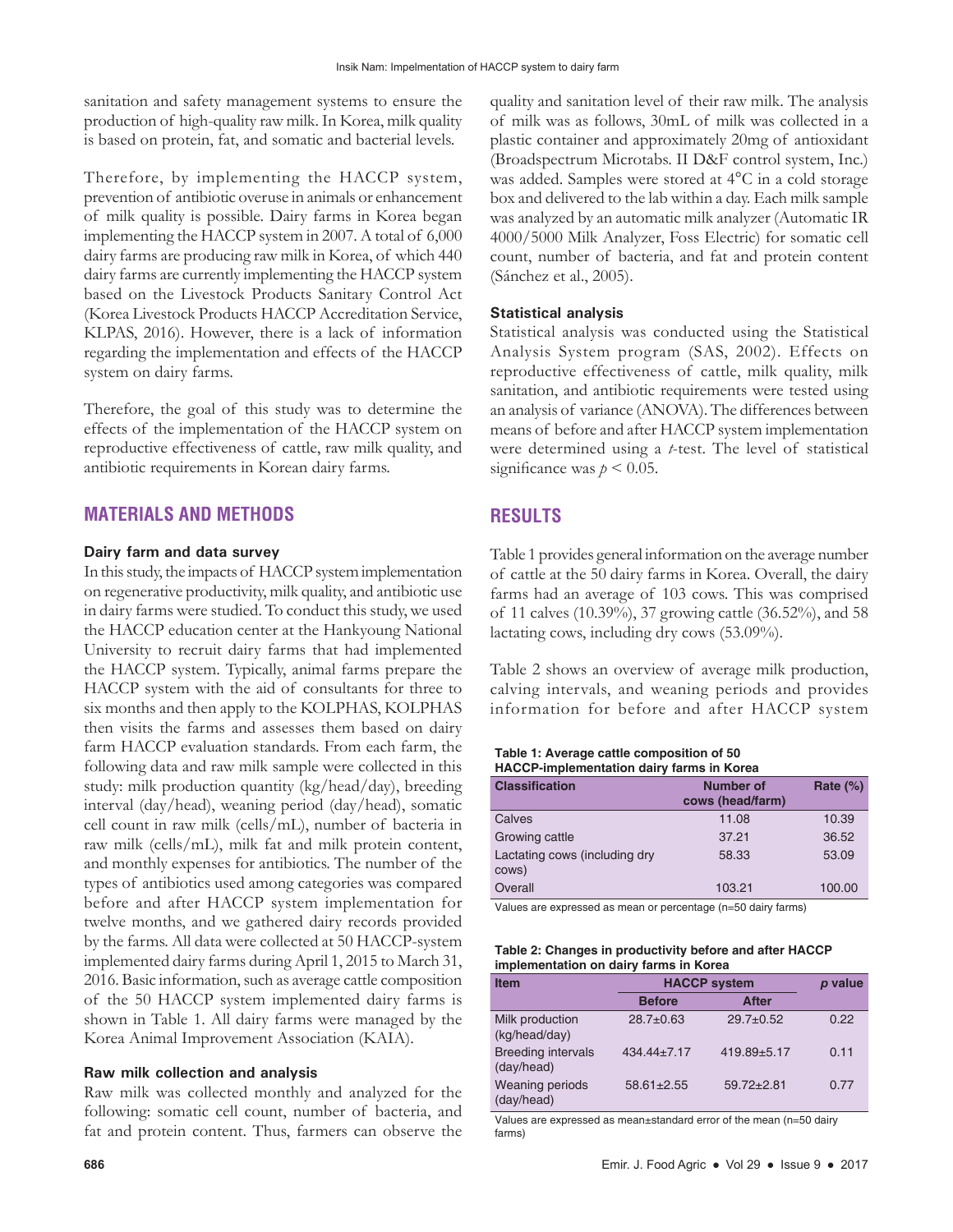sanitation and safety management systems to ensure the production of high-quality raw milk. In Korea, milk quality is based on protein, fat, and somatic and bacterial levels.

Therefore, by implementing the HACCP system, prevention of antibiotic overuse in animals or enhancement of milk quality is possible. Dairy farms in Korea began implementing the HACCP system in 2007. A total of 6,000 dairy farms are producing raw milk in Korea, of which 440 dairy farms are currently implementing the HACCP system based on the Livestock Products Sanitary Control Act (Korea Livestock Products HACCP Accreditation Service, KLPAS, 2016). However, there is a lack of information regarding the implementation and effects of the HACCP system on dairy farms.

Therefore, the goal of this study was to determine the effects of the implementation of the HACCP system on reproductive effectiveness of cattle, raw milk quality, and antibiotic requirements in Korean dairy farms.

## MATERIALS AND METHODS

### Dairy farm and data survey

In this study, the impacts of HACCP system implementation on regenerative productivity, milk quality, and antibiotic use in dairy farms were studied. To conduct this study, we used the HACCP education center at the Hankyoung National University to recruit dairy farms that had implemented the HACCP system. Typically, animal farms prepare the HACCP system with the aid of consultants for three to six months and then apply to the KOLPHAS, KOLPHAS then visits the farms and assesses them based on dairy farm HACCP evaluation standards. From each farm, the following data and raw milk sample were collected in this study: milk production quantity (kg/head/day), breeding interval (day/head), weaning period (day/head), somatic cell count in raw milk (cells/mL), number of bacteria in raw milk (cells/mL), milk fat and milk protein content, and monthly expenses for antibiotics. The number of the types of antibiotics used among categories was compared before and after HACCP system implementation for twelve months, and we gathered dairy records provided by the farms. All data were collected at 50 HACCP-system implemented dairy farms during April 1, 2015 to March 31, 2016. Basic information, such as average cattle composition of the 50 HACCP system implemented dairy farms is shown in Table 1. All dairy farms were managed by the Korea Animal Improvement Association (KAIA).

### Raw milk collection and analysis

Raw milk was collected monthly and analyzed for the following: somatic cell count, number of bacteria, and fat and protein content. Thus, farmers can observe the quality and sanitation level of their raw milk. The analysis of milk was as follows, 30mL of milk was collected in a plastic container and approximately 20mg of antioxidant (Broadspectrum Microtabs. II D&F control system, Inc.) was added. Samples were stored at 4°C in a cold storage box and delivered to the lab within a day. Each milk sample was analyzed by an automatic milk analyzer (Automatic IR 4000/5000 Milk Analyzer, Foss Electric) for somatic cell count, number of bacteria, and fat and protein content (Sánchez et al., 2005).

### Statistical analysis

Statistical analysis was conducted using the Statistical Analysis System program (SAS, 2002). Effects on reproductive effectiveness of cattle, milk quality, milk sanitation, and antibiotic requirements were tested using an analysis of variance (ANOVA). The differences between means of before and after HACCP system implementation were determined using a *t*-test. The level of statistical significance was $p < 0.05$.

## RESULTS

Table 1 provides general information on the average number of cattle at the 50 dairy farms in Korea. Overall, the dairy farms had an average of 103 cows. This was comprised of 11 calves (10.39%), 37 growing cattle (36.52%), and 58 lactating cows, including dry cows (53.09%).

Table 2 shows an overview of average milk production, calving intervals, and weaning periods and provides information for before and after HACCP system

**Table 1: Average cattle composition of 50 HACCP-implementation dairy farms in Korea**

| Classification | Number of cows (head/farm) | Rate (%) |
|---|---|---|
| Calves | 11.08 | 10.39 |
| Growing cattle | 37.21 | 36.52 |
| Lactating cows (including dry cows) | 58.33 | 53.09 |
| Overall | 103.21 | 100.00 |

Values are expressed as mean or percentage (n=50 dairy farms)

**Table 2: Changes in productivity before and after HACCP implementation on dairy farms in Korea**

| Item | HACCP system | | *p* value |
|---|---|---|---|
| | Before | After | |
| Milk production (kg/head/day) | 28.7±0.63 | 29.7±0.52 | 0.22 |
| Breeding intervals (day/head) | 434.44±7.17 | 419.89±5.17 | 0.11 |
| Weaning periods (day/head) | 58.61±2.55 | 59.72±2.81 | 0.77 |

Values are expressed as mean±standard error of the mean (n=50 dairy farms)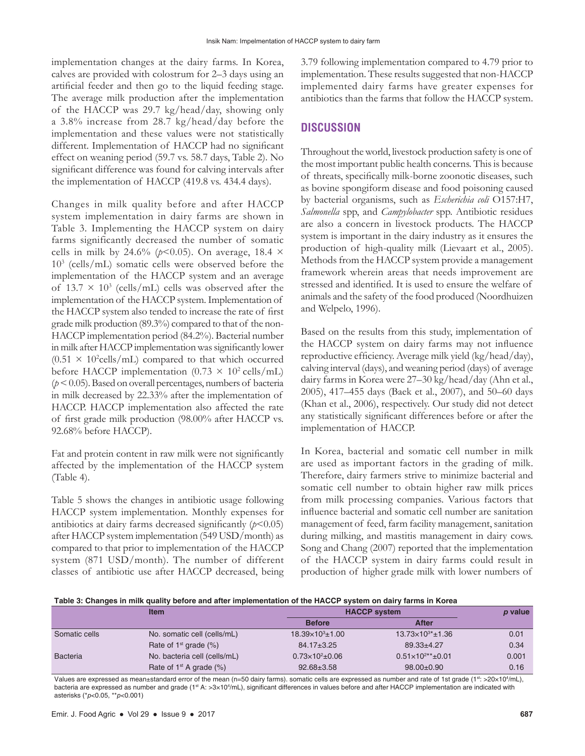implementation changes at the dairy farms. In Korea, calves are provided with colostrum for 2–3 days using an artificial feeder and then go to the liquid feeding stage. The average milk production after the implementation of the HACCP was 29.7 kg/head/day, showing only a 3.8% increase from 28.7 kg/head/day before the implementation and these values were not statistically different. Implementation of HACCP had no significant effect on weaning period (59.7 vs. 58.7 days, Table 2). No significant difference was found for calving intervals after the implementation of HACCP (419.8 vs. 434.4 days).

Changes in milk quality before and after HACCP system implementation in dairy farms are shown in Table 3. Implementing the HACCP system on dairy farms significantly decreased the number of somatic cells in milk by 24.6% ($p<0.05$). On average, $18.4 \times 10^3$ (cells/mL) somatic cells were observed before the implementation of the HACCP system and an average of $13.7 \times 10^3$ (cells/mL) cells was observed after the implementation of the HACCP system. Implementation of the HACCP system also tended to increase the rate of first grade milk production (89.3%) compared to that of the non-HACCP implementation period (84.2%). Bacterial number in milk after HACCP implementation was significantly lower ($0.51 \times 10^2$cells/mL) compared to that which occurred before HACCP implementation ($0.73 \times 10^2$ cells/mL) ($p < 0.05$). Based on overall percentages, numbers of bacteria in milk decreased by 22.33% after the implementation of HACCP. HACCP implementation also affected the rate of first grade milk production (98.00% after HACCP vs. 92.68% before HACCP).

Fat and protein content in raw milk were not significantly affected by the implementation of the HACCP system (Table 4).

Table 5 shows the changes in antibiotic usage following HACCP system implementation. Monthly expenses for antibiotics at dairy farms decreased significantly ($p<0.05$) after HACCP system implementation (549 USD/month) as compared to that prior to implementation of the HACCP system (871 USD/month). The number of different classes of antibiotic use after HACCP decreased, being 3.79 following implementation compared to 4.79 prior to implementation. These results suggested that non-HACCP implemented dairy farms have greater expenses for antibiotics than the farms that follow the HACCP system.

## DISCUSSION

Throughout the world, livestock production safety is one of the most important public health concerns. This is because of threats, specifically milk-borne zoonotic diseases, such as bovine spongiform disease and food poisoning caused by bacterial organisms, such as *Escherichia coli* O157:H7, *Salmonella* spp, and *Campylobacter* spp. Antibiotic residues are also a concern in livestock products. The HACCP system is important in the dairy industry as it ensures the production of high-quality milk (Lievaart et al., 2005). Methods from the HACCP system provide a management framework wherein areas that needs improvement are stressed and identified. It is used to ensure the welfare of animals and the safety of the food produced (Noordhuizen and Welpelo, 1996).

Based on the results from this study, implementation of the HACCP system on dairy farms may not influence reproductive efficiency. Average milk yield (kg/head/day), calving interval (days), and weaning period (days) of average dairy farms in Korea were 27–30 kg/head/day (Ahn et al., 2005), 417–455 days (Baek et al., 2007), and 50–60 days (Khan et al., 2006), respectively. Our study did not detect any statistically significant differences before or after the implementation of HACCP.

In Korea, bacterial and somatic cell number in milk are used as important factors in the grading of milk. Therefore, dairy farmers strive to minimize bacterial and somatic cell number to obtain higher raw milk prices from milk processing companies. Various factors that influence bacterial and somatic cell number are sanitation management of feed, farm facility management, sanitation during milking, and mastitis management in dairy cows. Song and Chang (2007) reported that the implementation of the HACCP system in dairy farms could result in production of higher grade milk with lower numbers of

**Table 3: Changes in milk quality before and after implementation of the HACCP system on dairy farms in Korea**

| Item | | HACCP system | | p value |
|---|---|---|---|---|
| | | Before | After | |
| Somatic cells | No. somatic cell (cells/mL) | $18.39\times10^3\pm1.00$ | $13.73\times10^{3*}\pm1.36$ | 0.01 |
| | Rate of 1st grade (%) | 84.17±3.25 | 89.33±4.27 | 0.34 |
| Bacteria | No. bacteria cell (cells/mL) | $0.73\times10^2\pm0.06$ | $0.51\times10^{2**}\pm0.01$ | 0.001 |
| | Rate of 1st A grade (%) | 92.68±3.58 | 98.00±0.90 | 0.16 |

Values are expressed as mean±standard error of the mean (n=50 dairy farms). somatic cells are expressed as number and rate of 1st grade (1st: $>20\times10^4$/mL), bacteria are expressed as number and grade (1st A: $>3\times10^4$/mL), significant differences in values before and after HACCP implementation are indicated with asterisks (*$p<0.05$, **$p<0.001$)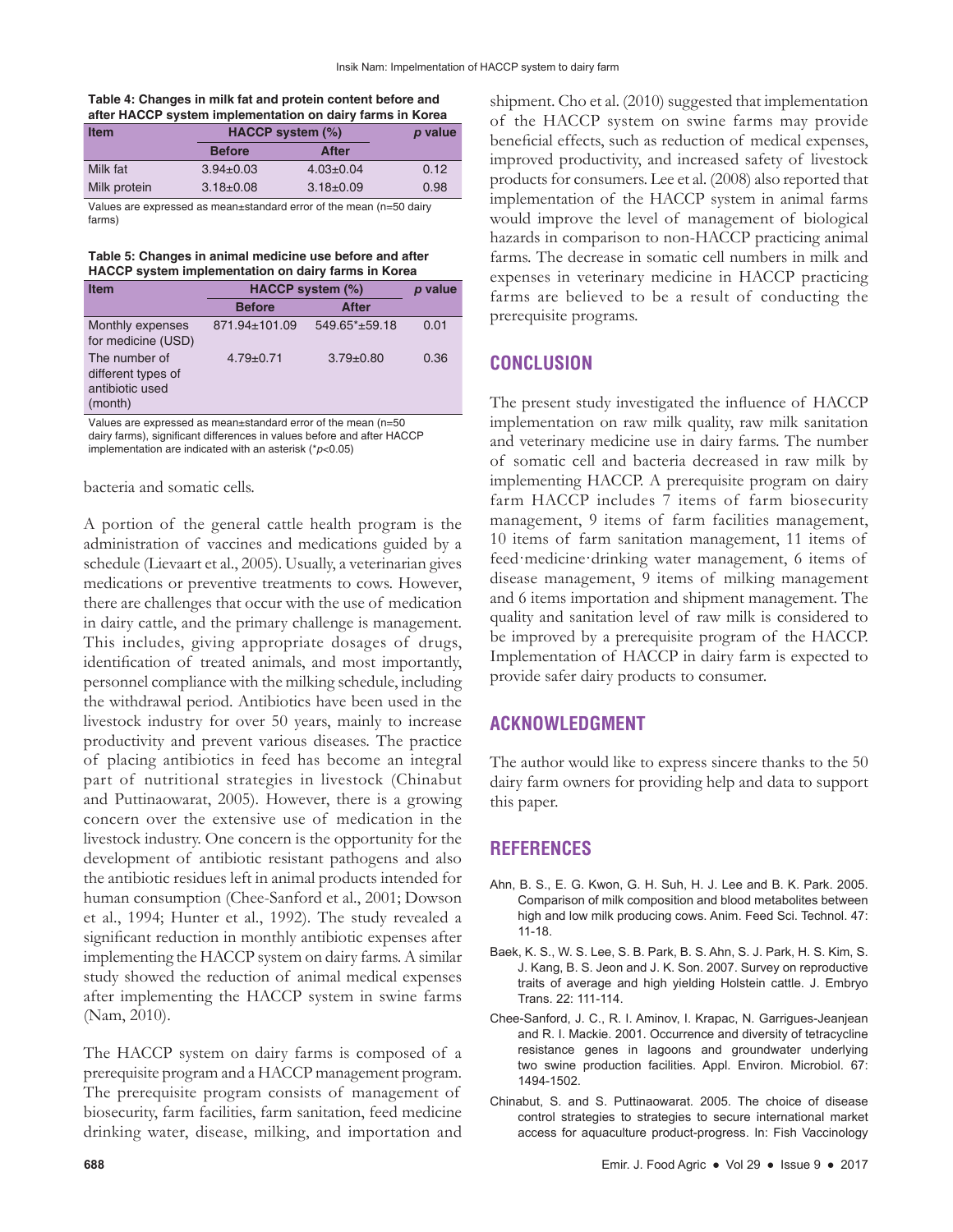**Table 4: Changes in milk fat and protein content before and after HACCP system implementation on dairy farms in Korea**

| Item | HACCP system (%) | | *p* value |
|---|---|---|---|
| | Before | After | |
| Milk fat | 3.94±0.03 | 4.03±0.04 | 0.12 |
| Milk protein | 3.18±0.08 | 3.18±0.09 | 0.98 |

Values are expressed as mean±standard error of the mean (n=50 dairy farms)

**Table 5: Changes in animal medicine use before and after HACCP system implementation on dairy farms in Korea**

| Item | HACCP system (%) | | *p* value |
|---|---|---|---|
| | Before | After | |
| Monthly expenses for medicine (USD) | 871.94±101.09 | 549.65*±59.18 | 0.01 |
| The number of different types of antibiotic used (month) | 4.79±0.71 | 3.79±0.80 | 0.36 |

Values are expressed as mean±standard error of the mean (n=50 dairy farms), significant differences in values before and after HACCP implementation are indicated with an asterisk (*$p<0.05$)

bacteria and somatic cells.

A portion of the general cattle health program is the administration of vaccines and medications guided by a schedule (Lievaart et al., 2005). Usually, a veterinarian gives medications or preventive treatments to cows. However, there are challenges that occur with the use of medication in dairy cattle, and the primary challenge is management. This includes, giving appropriate dosages of drugs, identification of treated animals, and most importantly, personnel compliance with the milking schedule, including the withdrawal period. Antibiotics have been used in the livestock industry for over 50 years, mainly to increase productivity and prevent various diseases. The practice of placing antibiotics in feed has become an integral part of nutritional strategies in livestock (Chinabut and Puttinaowarat, 2005). However, there is a growing concern over the extensive use of medication in the livestock industry. One concern is the opportunity for the development of antibiotic resistant pathogens and also the antibiotic residues left in animal products intended for human consumption (Chee-Sanford et al., 2001; Dowson et al., 1994; Hunter et al., 1992). The study revealed a significant reduction in monthly antibiotic expenses after implementing the HACCP system on dairy farms. A similar study showed the reduction of animal medical expenses after implementing the HACCP system in swine farms (Nam, 2010).

The HACCP system on dairy farms is composed of a prerequisite program and a HACCP management program. The prerequisite program consists of management of biosecurity, farm facilities, farm sanitation, feed medicine drinking water, disease, milking, and importation and shipment. Cho et al. (2010) suggested that implementation of the HACCP system on swine farms may provide beneficial effects, such as reduction of medical expenses, improved productivity, and increased safety of livestock products for consumers. Lee et al. (2008) also reported that implementation of the HACCP system in animal farms would improve the level of management of biological hazards in comparison to non-HACCP practicing animal farms. The decrease in somatic cell numbers in milk and expenses in veterinary medicine in HACCP practicing farms are believed to be a result of conducting the prerequisite programs.

## CONCLUSION

The present study investigated the influence of HACCP implementation on raw milk quality, raw milk sanitation and veterinary medicine use in dairy farms. The number of somatic cell and bacteria decreased in raw milk by implementing HACCP. A prerequisite program on dairy farm HACCP includes 7 items of farm biosecurity management, 9 items of farm facilities management, 10 items of farm sanitation management, 11 items of feed·medicine·drinking water management, 6 items of disease management, 9 items of milking management and 6 items importation and shipment management. The quality and sanitation level of raw milk is considered to be improved by a prerequisite program of the HACCP. Implementation of HACCP in dairy farm is expected to provide safer dairy products to consumer.

## ACKNOWLEDGMENT

The author would like to express sincere thanks to the 50 dairy farm owners for providing help and data to support this paper.

## REFERENCES

Ahn, B. S., E. G. Kwon, G. H. Suh, H. J. Lee and B. K. Park. 2005. Comparison of milk composition and blood metabolites between high and low milk producing cows. Anim. Feed Sci. Technol. 47: 11-18.

Baek, K. S., W. S. Lee, S. B. Park, B. S. Ahn, S. J. Park, H. S. Kim, S. J. Kang, B. S. Jeon and J. K. Son. 2007. Survey on reproductive traits of average and high yielding Holstein cattle. J. Embryo Trans. 22: 111-114.

Chee-Sanford, J. C., R. I. Aminov, I. Krapac, N. Garrigues-Jeanjean and R. I. Mackie. 2001. Occurrence and diversity of tetracycline resistance genes in lagoons and groundwater underlying two swine production facilities. Appl. Environ. Microbiol. 67: 1494-1502.

Chinabut, S. and S. Puttinaowarat. 2005. The choice of disease control strategies to strategies to secure international market access for aquaculture product-progress. In: Fish Vaccinology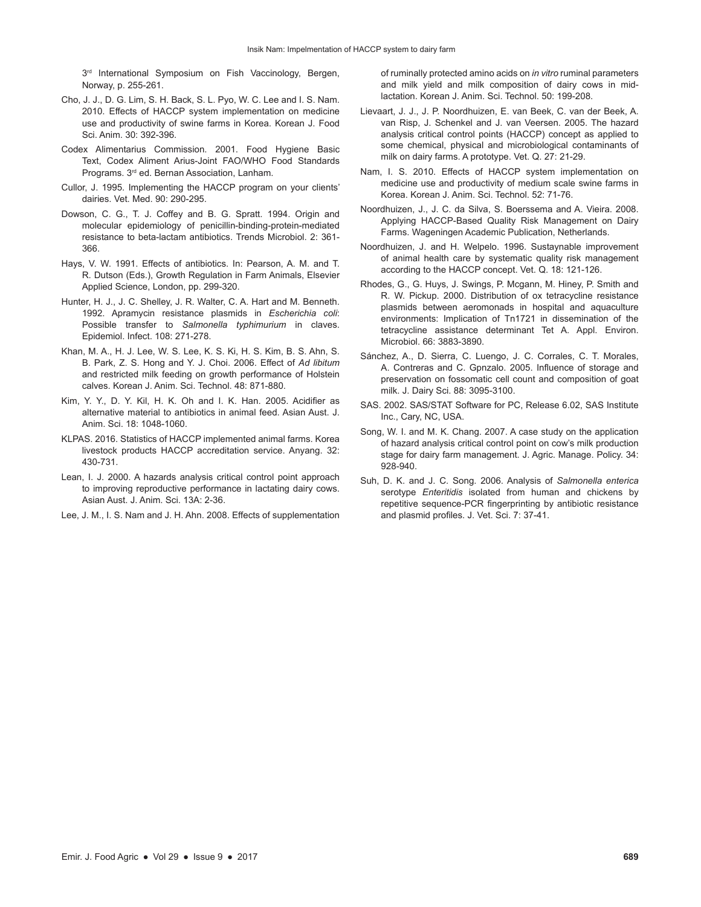3rd International Symposium on Fish Vaccinology, Bergen, Norway, p. 255-261.

Cho, J. J., D. G. Lim, S. H. Back, S. L. Pyo, W. C. Lee and I. S. Nam. 2010. Effects of HACCP system implementation on medicine use and productivity of swine farms in Korea. Korean J. Food Sci. Anim. 30: 392-396.

Codex Alimentarius Commission. 2001. Food Hygiene Basic Text, Codex Aliment Arius-Joint FAO/WHO Food Standards Programs. 3rd ed. Bernan Association, Lanham.

Cullor, J. 1995. Implementing the HACCP program on your clients' dairies. Vet. Med. 90: 290-295.

Dowson, C. G., T. J. Coffey and B. G. Spratt. 1994. Origin and molecular epidemiology of penicillin-binding-protein-mediated resistance to beta-lactam antibiotics. Trends Microbiol. 2: 361-366.

Hays, V. W. 1991. Effects of antibiotics. In: Pearson, A. M. and T. R. Dutson (Eds.), Growth Regulation in Farm Animals, Elsevier Applied Science, London, pp. 299-320.

Hunter, H. J., J. C. Shelley, J. R. Walter, C. A. Hart and M. Benneth. 1992. Apramycin resistance plasmids in *Escherichia coli*: Possible transfer to *Salmonella typhimurium* in claves. Epidemiol. Infect. 108: 271-278.

Khan, M. A., H. J. Lee, W. S. Lee, K. S. Ki, H. S. Kim, B. S. Ahn, S. B. Park, Z. S. Hong and Y. J. Choi. 2006. Effect of *Ad libitum* and restricted milk feeding on growth performance of Holstein calves. Korean J. Anim. Sci. Technol. 48: 871-880.

Kim, Y. Y., D. Y. Kil, H. K. Oh and I. K. Han. 2005. Acidifier as alternative material to antibiotics in animal feed. Asian Aust. J. Anim. Sci. 18: 1048-1060.

KLPAS. 2016. Statistics of HACCP implemented animal farms. Korea livestock products HACCP accreditation service. Anyang. 32: 430-731.

Lean, I. J. 2000. A hazards analysis critical control point approach to improving reproductive performance in lactating dairy cows. Asian Aust. J. Anim. Sci. 13A: 2-36.

Lee, J. M., I. S. Nam and J. H. Ahn. 2008. Effects of supplementation of ruminally protected amino acids on *in vitro* ruminal parameters and milk yield and milk composition of dairy cows in mid-lactation. Korean J. Anim. Sci. Technol. 50: 199-208.

Lievaart, J. J., J. P. Noordhuizen, E. van Beek, C. van der Beek, A. van Risp, J. Schenkel and J. van Veersen. 2005. The hazard analysis critical control points (HACCP) concept as applied to some chemical, physical and microbiological contaminants of milk on dairy farms. A prototype. Vet. Q. 27: 21-29.

Nam, I. S. 2010. Effects of HACCP system implementation on medicine use and productivity of medium scale swine farms in Korea. Korean J. Anim. Sci. Technol. 52: 71-76.

Noordhuizen, J., J. C. da Silva, S. Boerssema and A. Vieira. 2008. Applying HACCP-Based Quality Risk Management on Dairy Farms. Wageningen Academic Publication, Netherlands.

Noordhuizen, J. and H. Welpelo. 1996. Sustaynable improvement of animal health care by systematic quality risk management according to the HACCP concept. Vet. Q. 18: 121-126.

Rhodes, G., G. Huys, J. Swings, P. Mcgann, M. Hiney, P. Smith and R. W. Pickup. 2000. Distribution of ox tetracycline resistance plasmids between aeromonads in hospital and aquaculture environments: Implication of Tn1721 in dissemination of the tetracycline assistance determinant Tet A. Appl. Environ. Microbiol. 66: 3883-3890.

Sánchez, A., D. Sierra, C. Luengo, J. C. Corrales, C. T. Morales, A. Contreras and C. Gpnzalo. 2005. Influence of storage and preservation on fossomatic cell count and composition of goat milk. J. Dairy Sci. 88: 3095-3100.

SAS. 2002. SAS/STAT Software for PC, Release 6.02, SAS Institute Inc., Cary, NC, USA.

Song, W. I. and M. K. Chang. 2007. A case study on the application of hazard analysis critical control point on cow's milk production stage for dairy farm management. J. Agric. Manage. Policy. 34: 928-940.

Suh, D. K. and J. C. Song. 2006. Analysis of *Salmonella enterica* serotype *Enteritidis* isolated from human and chickens by repetitive sequence-PCR fingerprinting by antibiotic resistance and plasmid profiles. J. Vet. Sci. 7: 37-41.